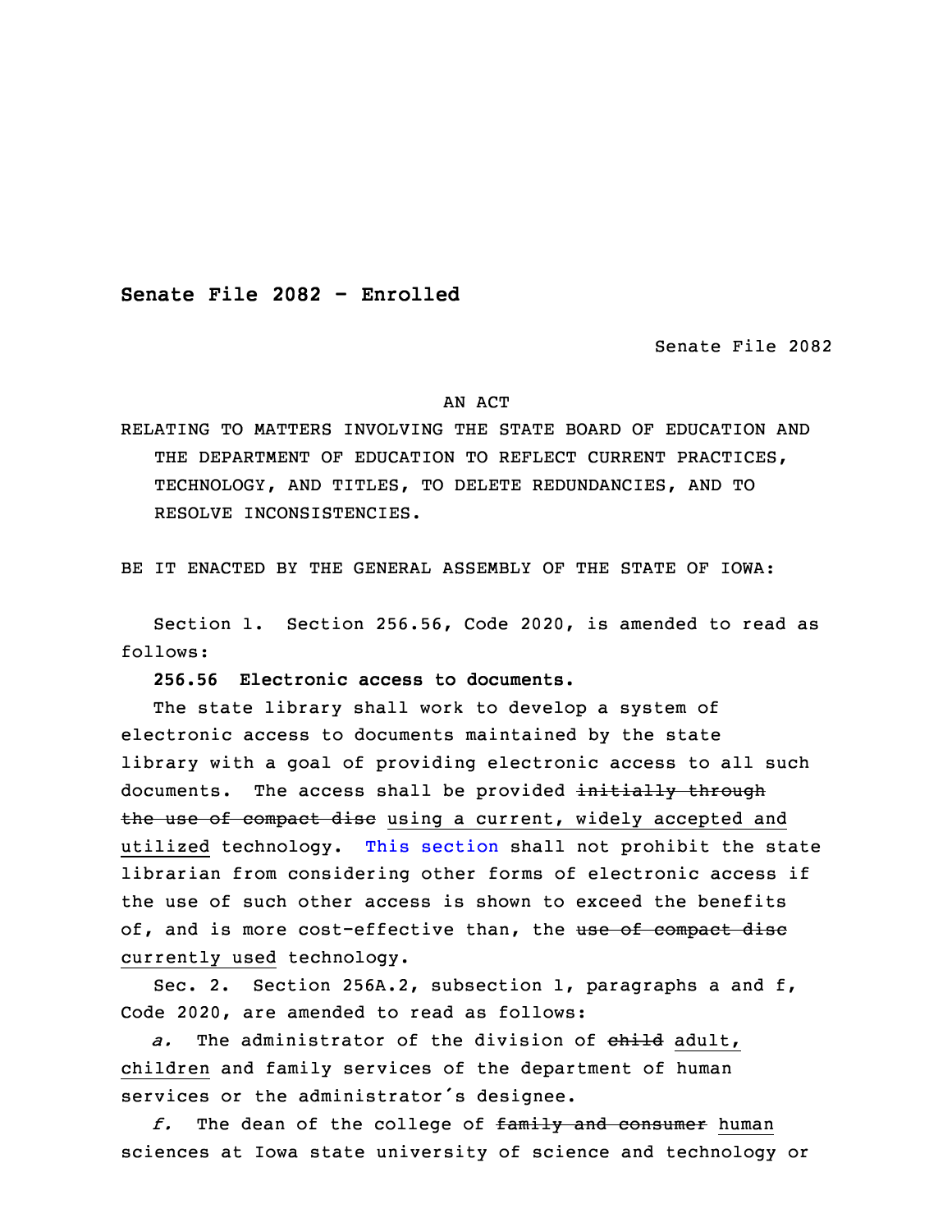**Senate File 2082 - Enrolled**

Senate File 2082

AN ACT

RELATING TO MATTERS INVOLVING THE STATE BOARD OF EDUCATION AND THE DEPARTMENT OF EDUCATION TO REFLECT CURRENT PRACTICES, TECHNOLOGY, AND TITLES, TO DELETE REDUNDANCIES, AND TO RESOLVE INCONSISTENCIES.

BE IT ENACTED BY THE GENERAL ASSEMBLY OF THE STATE OF IOWA:

Section 1. Section 256.56, Code 2020, is amended to read as follows:

**256.56 Electronic access to documents.**

The state library shall work to develop a system of electronic access to documents maintained by the state library with a goal of providing electronic access to all such documents. The access shall be provided ~~initially through the use of compact disc~~ <u>using a current, widely accepted and utilized</u> technology. This section shall not prohibit the state librarian from considering other forms of electronic access if the use of such other access is shown to exceed the benefits of, and is more cost-effective than, the ~~use of compact disc~~ <u>currently used</u> technology.

Sec. 2. Section 256A.2, subsection 1, paragraphs a and f, Code 2020, are amended to read as follows:

*a.* The administrator of the division of ~~child~~ <u>adult, children</u> and family services of the department of human services or the administrator's designee.

*f.* The dean of the college of ~~family and consumer~~ <u>human</u> sciences at Iowa state university of science and technology or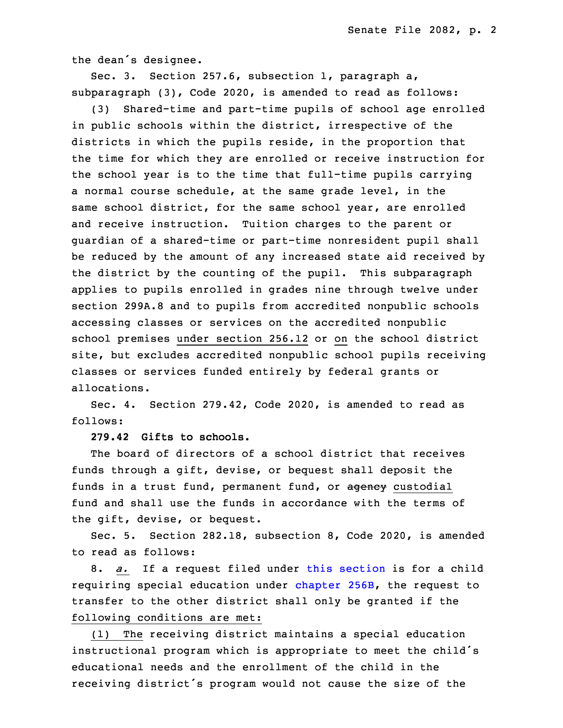the dean's designee.

Sec. 3. Section 257.6, subsection 1, paragraph a, subparagraph (3), Code 2020, is amended to read as follows:

(3) Shared-time and part-time pupils of school age enrolled in public schools within the district, irrespective of the districts in which the pupils reside, in the proportion that the time for which they are enrolled or receive instruction for the school year is to the time that full-time pupils carrying a normal course schedule, at the same grade level, in the same school district, for the same school year, are enrolled and receive instruction. Tuition charges to the parent or guardian of a shared-time or part-time nonresident pupil shall be reduced by the amount of any increased state aid received by the district by the counting of the pupil. This subparagraph applies to pupils enrolled in grades nine through twelve under section 299A.8 and to pupils from accredited nonpublic schools accessing classes or services on the accredited nonpublic school premises <u>under section 256.12</u> or <u>on</u> the school district site, but excludes accredited nonpublic school pupils receiving classes or services funded entirely by federal grants or allocations.

Sec. 4. Section 279.42, Code 2020, is amended to read as follows:

**279.42 Gifts to schools.**

The board of directors of a school district that receives funds through a gift, devise, or bequest shall deposit the funds in a trust fund, permanent fund, or ~~agency~~ <u>custodial</u> fund and shall use the funds in accordance with the terms of the gift, devise, or bequest.

Sec. 5. Section 282.18, subsection 8, Code 2020, is amended to read as follows:

8. <u>*a.*</u> If a request filed under this section is for a child requiring special education under chapter 256B, the request to transfer to the other district shall only be granted if the <u>following conditions are met:</u>

<u>(1) The</u> receiving district maintains a special education instructional program which is appropriate to meet the child's educational needs and the enrollment of the child in the receiving district's program would not cause the size of the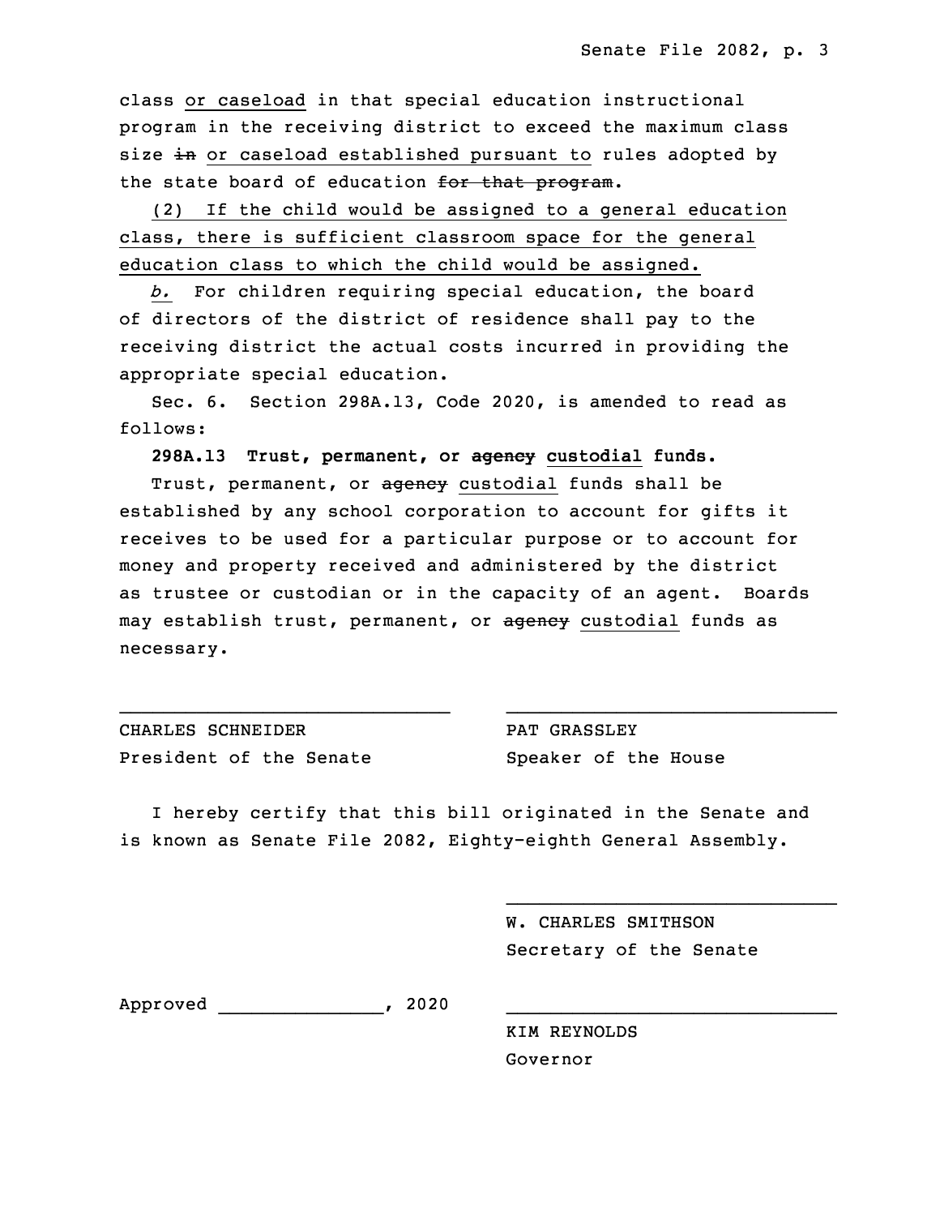class or caseload in that special education instructional program in the receiving district to exceed the maximum class size ~~in~~ or caseload established pursuant to rules adopted by the state board of education ~~for that program~~.

(2) If the child would be assigned to a general education class, there is sufficient classroom space for the general education class to which the child would be assigned.

*b.* For children requiring special education, the board of directors of the district of residence shall pay to the receiving district the actual costs incurred in providing the appropriate special education.

Sec. 6. Section 298A.13, Code 2020, is amended to read as follows:

**298A.13 Trust, permanent, or ~~agency~~ custodial funds.**

Trust, permanent, or ~~agency~~ custodial funds shall be established by any school corporation to account for gifts it receives to be used for a particular purpose or to account for money and property received and administered by the district as trustee or custodian or in the capacity of an agent. Boards may establish trust, permanent, or ~~agency~~ custodial funds as necessary.

______________________________
CHARLES SCHNEIDER
President of the Senate

______________________________
PAT GRASSLEY
Speaker of the House

I hereby certify that this bill originated in the Senate and is known as Senate File 2082, Eighty-eighth General Assembly.

______________________________
W. CHARLES SMITHSON
Secretary of the Senate

Approved _______________, 2020

______________________________
KIM REYNOLDS
Governor